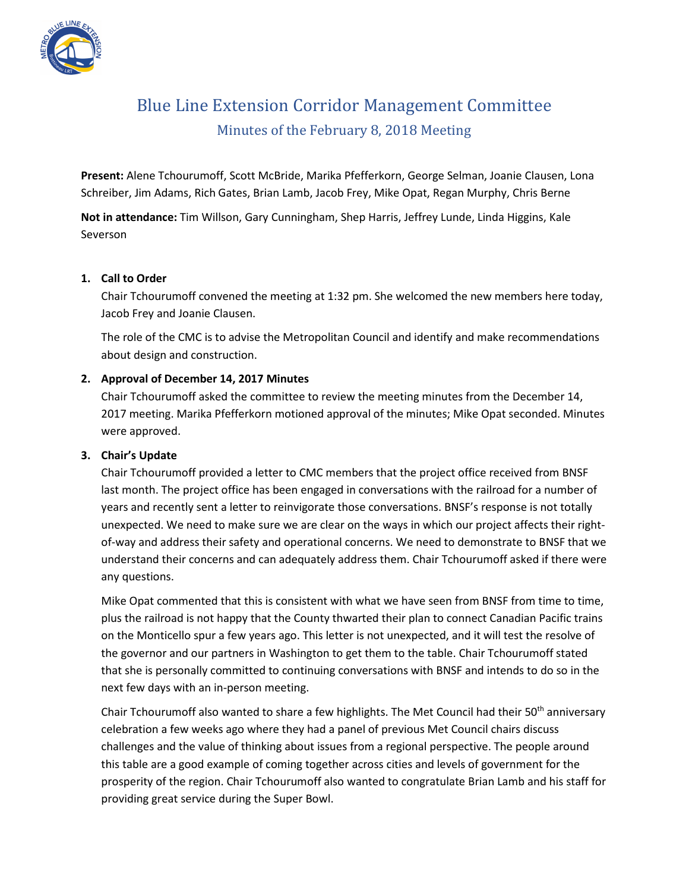# Blue Line Extension Corridor Management Committee

## Minutes of the February 8, 2018 Meeting

**Present:** Alene Tchourumoff, Scott McBride, Marika Pfefferkorn, George Selman, Joanie Clausen, Lona Schreiber, Jim Adams, Rich Gates, Brian Lamb, Jacob Frey, Mike Opat, Regan Murphy, Chris Berne

**Not in attendance:** Tim Willson, Gary Cunningham, Shep Harris, Jeffrey Lunde, Linda Higgins, Kale Severson

1. **Call to Order**

   Chair Tchourumoff convened the meeting at 1:32 pm. She welcomed the new members here today, Jacob Frey and Joanie Clausen.

   The role of the CMC is to advise the Metropolitan Council and identify and make recommendations about design and construction.

2. **Approval of December 14, 2017 Minutes**

   Chair Tchourumoff asked the committee to review the meeting minutes from the December 14, 2017 meeting. Marika Pfefferkorn motioned approval of the minutes; Mike Opat seconded. Minutes were approved.

3. **Chair's Update**

   Chair Tchourumoff provided a letter to CMC members that the project office received from BNSF last month. The project office has been engaged in conversations with the railroad for a number of years and recently sent a letter to reinvigorate those conversations. BNSF's response is not totally unexpected. We need to make sure we are clear on the ways in which our project affects their right-of-way and address their safety and operational concerns. We need to demonstrate to BNSF that we understand their concerns and can adequately address them. Chair Tchourumoff asked if there were any questions.

   Mike Opat commented that this is consistent with what we have seen from BNSF from time to time, plus the railroad is not happy that the County thwarted their plan to connect Canadian Pacific trains on the Monticello spur a few years ago. This letter is not unexpected, and it will test the resolve of the governor and our partners in Washington to get them to the table. Chair Tchourumoff stated that she is personally committed to continuing conversations with BNSF and intends to do so in the next few days with an in-person meeting.

   Chair Tchourumoff also wanted to share a few highlights. The Met Council had their 50th anniversary celebration a few weeks ago where they had a panel of previous Met Council chairs discuss challenges and the value of thinking about issues from a regional perspective. The people around this table are a good example of coming together across cities and levels of government for the prosperity of the region. Chair Tchourumoff also wanted to congratulate Brian Lamb and his staff for providing great service during the Super Bowl.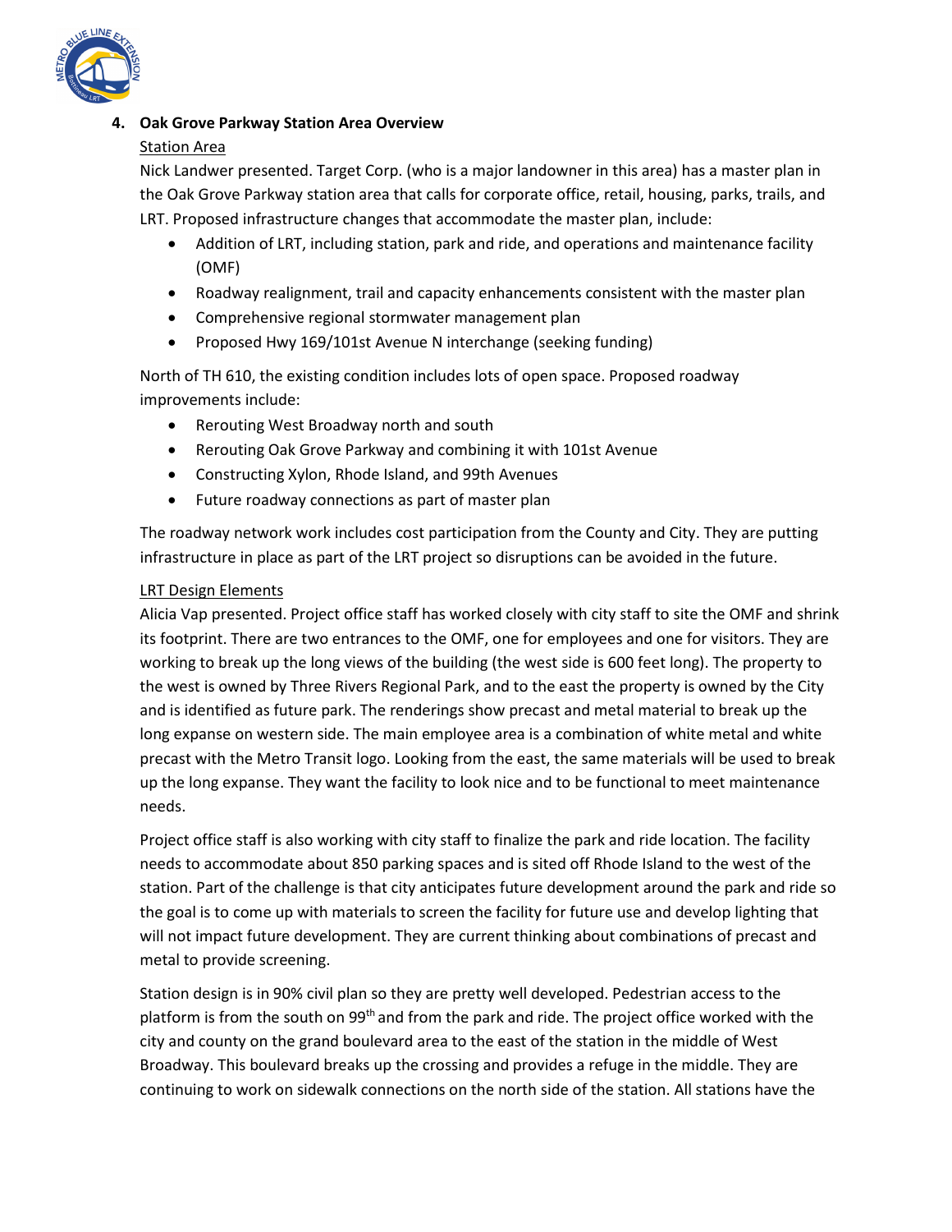4. **Oak Grove Parkway Station Area Overview**

<u>Station Area</u>

Nick Landwer presented. Target Corp. (who is a major landowner in this area) has a master plan in the Oak Grove Parkway station area that calls for corporate office, retail, housing, parks, trails, and LRT. Proposed infrastructure changes that accommodate the master plan, include:

- Addition of LRT, including station, park and ride, and operations and maintenance facility (OMF)
- Roadway realignment, trail and capacity enhancements consistent with the master plan
- Comprehensive regional stormwater management plan
- Proposed Hwy 169/101st Avenue N interchange (seeking funding)

North of TH 610, the existing condition includes lots of open space. Proposed roadway improvements include:

- Rerouting West Broadway north and south
- Rerouting Oak Grove Parkway and combining it with 101st Avenue
- Constructing Xylon, Rhode Island, and 99th Avenues
- Future roadway connections as part of master plan

The roadway network work includes cost participation from the County and City. They are putting infrastructure in place as part of the LRT project so disruptions can be avoided in the future.

<u>LRT Design Elements</u>

Alicia Vap presented. Project office staff has worked closely with city staff to site the OMF and shrink its footprint. There are two entrances to the OMF, one for employees and one for visitors. They are working to break up the long views of the building (the west side is 600 feet long). The property to the west is owned by Three Rivers Regional Park, and to the east the property is owned by the City and is identified as future park. The renderings show precast and metal material to break up the long expanse on western side. The main employee area is a combination of white metal and white precast with the Metro Transit logo. Looking from the east, the same materials will be used to break up the long expanse. They want the facility to look nice and to be functional to meet maintenance needs.

Project office staff is also working with city staff to finalize the park and ride location. The facility needs to accommodate about 850 parking spaces and is sited off Rhode Island to the west of the station. Part of the challenge is that city anticipates future development around the park and ride so the goal is to come up with materials to screen the facility for future use and develop lighting that will not impact future development. They are current thinking about combinations of precast and metal to provide screening.

Station design is in 90% civil plan so they are pretty well developed. Pedestrian access to the platform is from the south on 99th and from the park and ride. The project office worked with the city and county on the grand boulevard area to the east of the station in the middle of West Broadway. This boulevard breaks up the crossing and provides a refuge in the middle. They are continuing to work on sidewalk connections on the north side of the station. All stations have the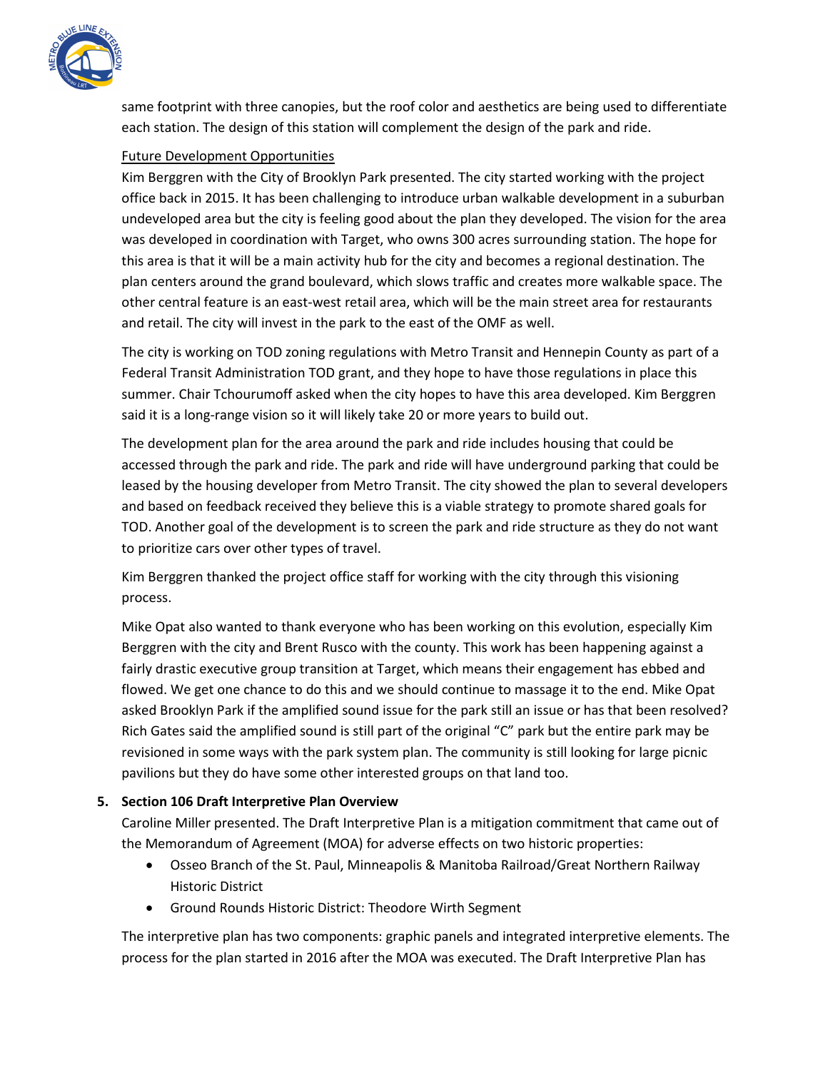same footprint with three canopies, but the roof color and aesthetics are being used to differentiate each station. The design of this station will complement the design of the park and ride.

Future Development Opportunities

Kim Berggren with the City of Brooklyn Park presented. The city started working with the project office back in 2015. It has been challenging to introduce urban walkable development in a suburban undeveloped area but the city is feeling good about the plan they developed. The vision for the area was developed in coordination with Target, who owns 300 acres surrounding station. The hope for this area is that it will be a main activity hub for the city and becomes a regional destination. The plan centers around the grand boulevard, which slows traffic and creates more walkable space. The other central feature is an east-west retail area, which will be the main street area for restaurants and retail. The city will invest in the park to the east of the OMF as well.

The city is working on TOD zoning regulations with Metro Transit and Hennepin County as part of a Federal Transit Administration TOD grant, and they hope to have those regulations in place this summer. Chair Tchourumoff asked when the city hopes to have this area developed. Kim Berggren said it is a long-range vision so it will likely take 20 or more years to build out.

The development plan for the area around the park and ride includes housing that could be accessed through the park and ride. The park and ride will have underground parking that could be leased by the housing developer from Metro Transit. The city showed the plan to several developers and based on feedback received they believe this is a viable strategy to promote shared goals for TOD. Another goal of the development is to screen the park and ride structure as they do not want to prioritize cars over other types of travel.

Kim Berggren thanked the project office staff for working with the city through this visioning process.

Mike Opat also wanted to thank everyone who has been working on this evolution, especially Kim Berggren with the city and Brent Rusco with the county. This work has been happening against a fairly drastic executive group transition at Target, which means their engagement has ebbed and flowed. We get one chance to do this and we should continue to massage it to the end. Mike Opat asked Brooklyn Park if the amplified sound issue for the park still an issue or has that been resolved? Rich Gates said the amplified sound is still part of the original "C" park but the entire park may be revisioned in some ways with the park system plan. The community is still looking for large picnic pavilions but they do have some other interested groups on that land too.

**5. Section 106 Draft Interpretive Plan Overview**

Caroline Miller presented. The Draft Interpretive Plan is a mitigation commitment that came out of the Memorandum of Agreement (MOA) for adverse effects on two historic properties:

- Osseo Branch of the St. Paul, Minneapolis & Manitoba Railroad/Great Northern Railway Historic District
- Ground Rounds Historic District: Theodore Wirth Segment

The interpretive plan has two components: graphic panels and integrated interpretive elements. The process for the plan started in 2016 after the MOA was executed. The Draft Interpretive Plan has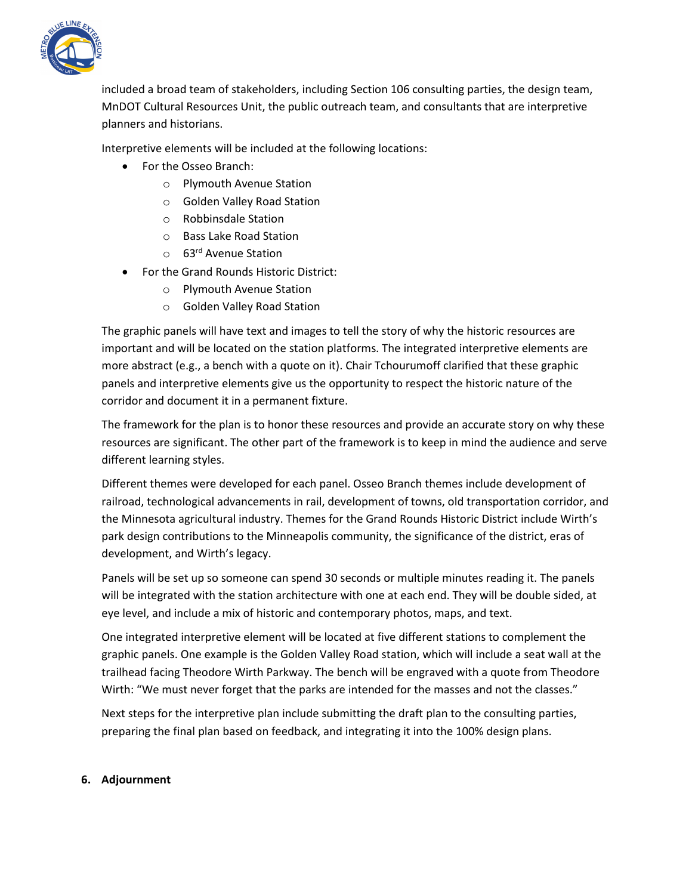included a broad team of stakeholders, including Section 106 consulting parties, the design team, MnDOT Cultural Resources Unit, the public outreach team, and consultants that are interpretive planners and historians.

Interpretive elements will be included at the following locations:

- For the Osseo Branch:
  - Plymouth Avenue Station
  - Golden Valley Road Station
  - Robbinsdale Station
  - Bass Lake Road Station
  - 63rd Avenue Station
- For the Grand Rounds Historic District:
  - Plymouth Avenue Station
  - Golden Valley Road Station

The graphic panels will have text and images to tell the story of why the historic resources are important and will be located on the station platforms. The integrated interpretive elements are more abstract (e.g., a bench with a quote on it). Chair Tchourumoff clarified that these graphic panels and interpretive elements give us the opportunity to respect the historic nature of the corridor and document it in a permanent fixture.

The framework for the plan is to honor these resources and provide an accurate story on why these resources are significant. The other part of the framework is to keep in mind the audience and serve different learning styles.

Different themes were developed for each panel. Osseo Branch themes include development of railroad, technological advancements in rail, development of towns, old transportation corridor, and the Minnesota agricultural industry. Themes for the Grand Rounds Historic District include Wirth's park design contributions to the Minneapolis community, the significance of the district, eras of development, and Wirth's legacy.

Panels will be set up so someone can spend 30 seconds or multiple minutes reading it. The panels will be integrated with the station architecture with one at each end. They will be double sided, at eye level, and include a mix of historic and contemporary photos, maps, and text.

One integrated interpretive element will be located at five different stations to complement the graphic panels. One example is the Golden Valley Road station, which will include a seat wall at the trailhead facing Theodore Wirth Parkway. The bench will be engraved with a quote from Theodore Wirth: "We must never forget that the parks are intended for the masses and not the classes."

Next steps for the interpretive plan include submitting the draft plan to the consulting parties, preparing the final plan based on feedback, and integrating it into the 100% design plans.

**6. Adjournment**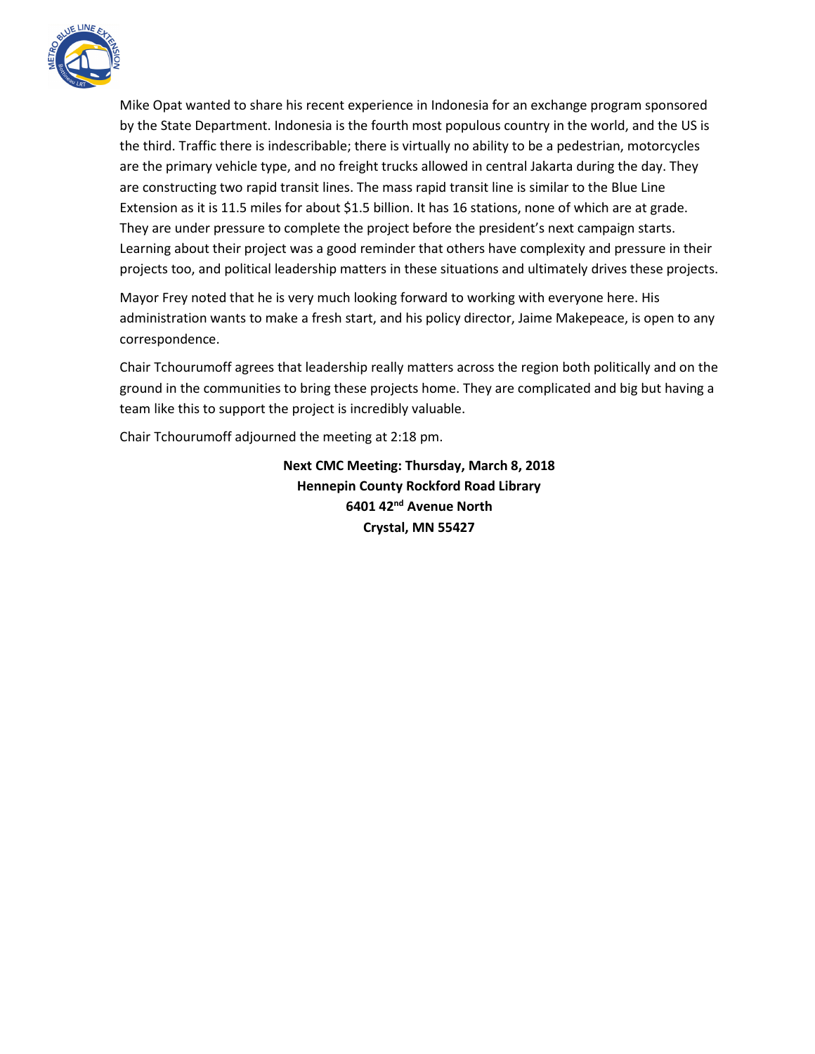Mike Opat wanted to share his recent experience in Indonesia for an exchange program sponsored by the State Department. Indonesia is the fourth most populous country in the world, and the US is the third. Traffic there is indescribable; there is virtually no ability to be a pedestrian, motorcycles are the primary vehicle type, and no freight trucks allowed in central Jakarta during the day. They are constructing two rapid transit lines. The mass rapid transit line is similar to the Blue Line Extension as it is 11.5 miles for about $1.5 billion. It has 16 stations, none of which are at grade. They are under pressure to complete the project before the president's next campaign starts. Learning about their project was a good reminder that others have complexity and pressure in their projects too, and political leadership matters in these situations and ultimately drives these projects.

Mayor Frey noted that he is very much looking forward to working with everyone here. His administration wants to make a fresh start, and his policy director, Jaime Makepeace, is open to any correspondence.

Chair Tchourumoff agrees that leadership really matters across the region both politically and on the ground in the communities to bring these projects home. They are complicated and big but having a team like this to support the project is incredibly valuable.

Chair Tchourumoff adjourned the meeting at 2:18 pm.

**Next CMC Meeting: Thursday, March 8, 2018**
**Hennepin County Rockford Road Library**
**6401 42nd Avenue North**
**Crystal, MN 55427**